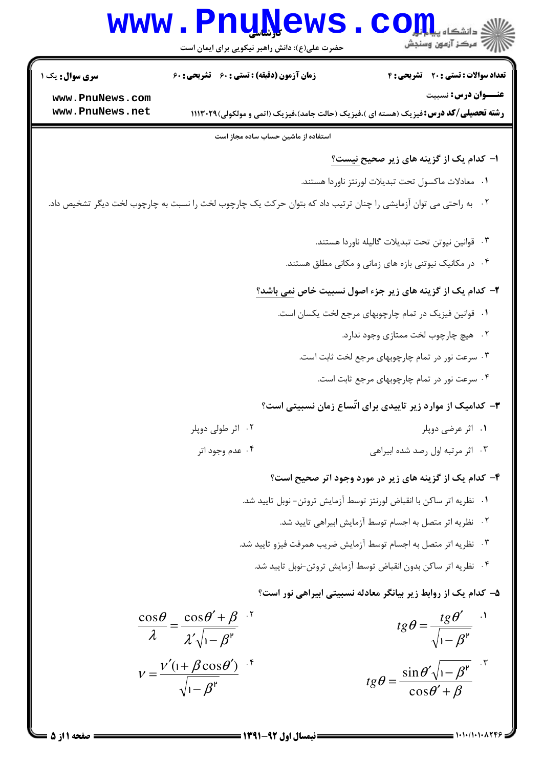**سری سوال:** یک ۱

**زمان آزمون (دقیقه) : تستی : ۶۰ تشریحی : ۶۰**

**تعداد سوالات : تستی : ۲۰ تشریحی : ۴**

**عنـــوان درس:** نسبیت

**رشته تحصیلی/کد درس:** فیزیک (هسته ای )،فیزیک (حالت جامد)،فیزیک (اتمی و مولکولی)۱۱۱۳۰۲۹

استفاده از ماشین حساب ساده مجاز است

**۱- کدام یک از گزینه های زیر صحیح نیست؟**

۱. معادلات ماکسول تحت تبدیلات لورنتز ناوردا هستند.

۲. به راحتی می توان آزمایشی را چنان ترتیب داد که بتوان حرکت یک چارچوب لخت را نسبت به چارچوب لخت دیگر تشخیص داد.

۳. قوانین نیوتن تحت تبدیلات گالیله ناوردا هستند.

۴. در مکانیک نیوتنی بازه های زمانی و مکانی مطلق هستند.

**۲- کدام یک از گزینه های زیر جزء اصول نسبیت خاص نمی باشد؟**

۱. قوانین فیزیک در تمام چارچوبهای مرجع لخت یکسان است.

۲. هیچ چارچوب لخت ممتازی وجود ندارد.

۳. سرعت نور در تمام چارچوبهای مرجع لخت ثابت است.

۴. سرعت نور در تمام چارچوبهای مرجع ثابت است.

**۳- کدامیک از موارد زیر تاییدی برای اتّساع زمان نسبیتی است؟**

۱. اثر عرضی دوپلر

۲. اثر طولی دوپلر

۳. اثر مرتبه اول رصد شده ابیراهی

۴. عدم وجود اتر

**۴- کدام یک از گزینه های زیر در مورد وجود اتر صحیح است؟**

۱. نظریه اتر ساکن با انقباض لورنتز توسط آزمایش تروتن- نوبل تایید شد.

۲. نظریه اتر متصل به اجسام توسط آزمایش ابیراهی تایید شد.

۳. نظریه اتر متصل به اجسام توسط آزمایش ضریب همرفت فیزو تایید شد.

۴. نظریه اتر ساکن بدون انقباض توسط آزمایش تروتن-نوبل تایید شد.

**۵- کدام یک از روابط زیر بیانگر معادله نسبیتی ابیراهی نور است؟**

۱. $tg\theta = \dfrac{tg\theta'}{\sqrt{1-\beta^2}}$

۲. $\dfrac{\cos\theta}{\lambda} = \dfrac{\cos\theta' + \beta}{\lambda'\sqrt{1-\beta^2}}$

۳. $tg\theta = \dfrac{\sin\theta'\sqrt{1-\beta^2}}{\cos\theta' + \beta}$

۴. $\nu = \dfrac{\nu'(1+\beta\cos\theta')}{\sqrt{1-\beta^2}}$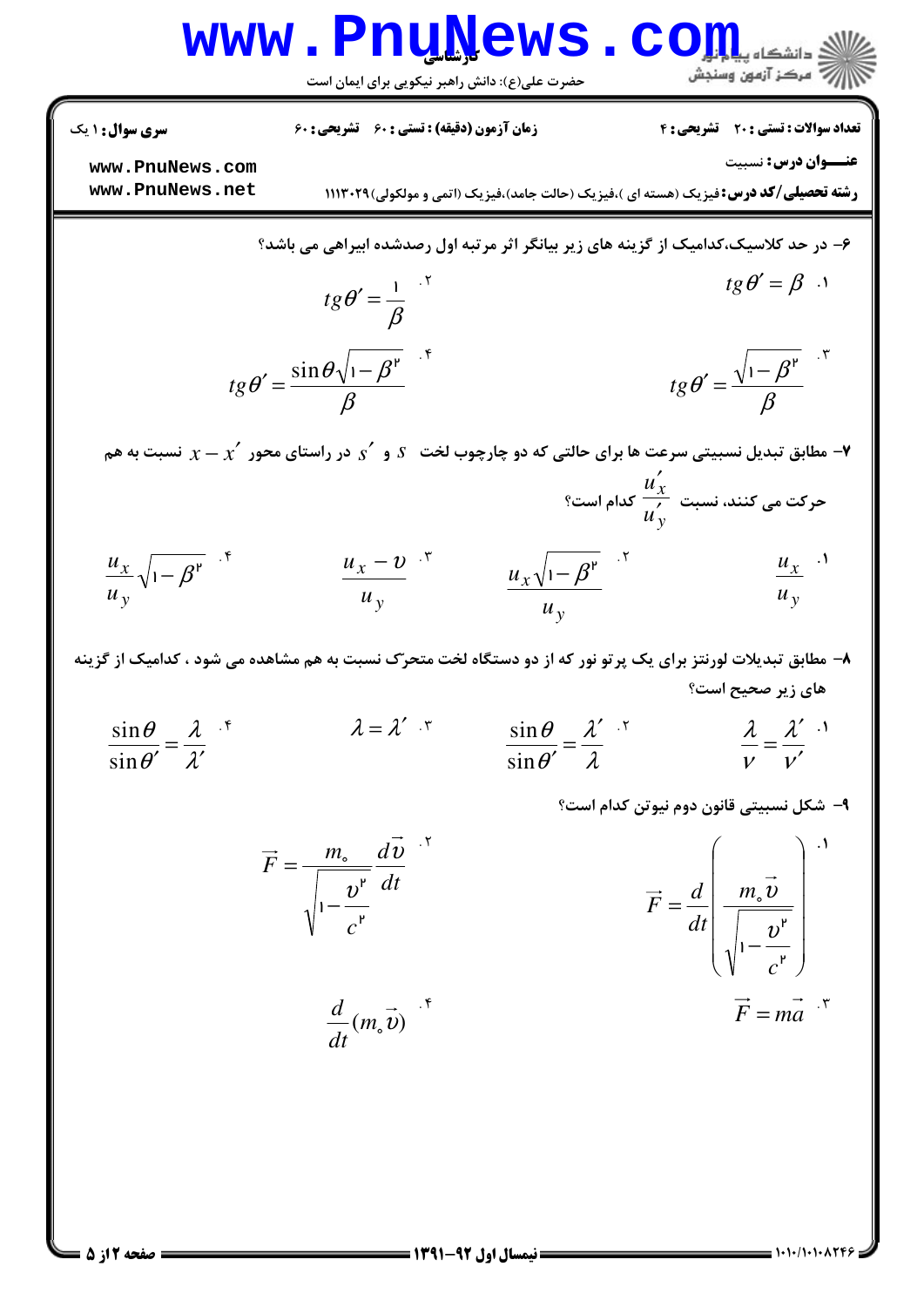**سری سوال:** ۱ یک

**زمان آزمون (دقیقه) : تستی :** ۶۰ **تشریحی :** ۶۰

**تعداد سوالات : تستی :** ۲۰ **تشریحی :** ۴

**عنـــوان درس :** نسبیت

**رشته تحصیلی/کد درس :** فیزیک (هسته ای )،فیزیک (حالت جامد)،فیزیک (اتمی و مولکولی)۱۱۱۳۰۲۹

۶- در حد کلاسیک،کدامیک از گزینه های زیر بیانگر اثر مرتبه اول رصدشده ابیراهی می باشد؟

۱. $tg\theta' = \beta$

۲. $tg\theta' = \frac{1}{\beta}$

۳. $tg\theta' = \frac{\sqrt{1-\beta^2}}{\beta}$

۴. $tg\theta' = \frac{\sin\theta\sqrt{1-\beta^2}}{\beta}$

۷- مطابق تبدیل نسبیتی سرعت ها برای حالتی که دو چارچوب لخت $S$ و $S'$ در راستای محور $x - x'$ نسبت به هم حرکت می کنند، نسبت $\frac{u'_x}{u'_y}$ کدام است؟

۱. $\frac{u_x}{u_y}$

۲. $\frac{u_x\sqrt{1-\beta^2}}{u_y}$

۳. $\frac{u_x - \upsilon}{u_y}$

۴. $\frac{u_x}{u_y}\sqrt{1-\beta^2}$

۸- مطابق تبدیلات لورنتز برای یک پرتو نور که از دو دستگاه لخت متحرّک نسبت به هم مشاهده می شود ، کدامیک از گزینه های زیر صحیح است؟

۱. $\frac{\lambda}{\nu} = \frac{\lambda'}{\nu'}$

۲. $\frac{\sin\theta}{\sin\theta'} = \frac{\lambda'}{\lambda}$

۳. $\lambda = \lambda'$

۴. $\frac{\sin\theta}{\sin\theta'} = \frac{\lambda}{\lambda'}$

۹- شکل نسبیتی قانون دوم نیوتن کدام است؟

۱. $\vec{F} = \frac{d}{dt}\left(\frac{m_\circ\vec{\upsilon}}{\sqrt{1-\frac{\upsilon^2}{c^2}}}\right)$

۲. $\vec{F} = \frac{m_\circ}{\sqrt{1-\frac{\upsilon^2}{c^2}}}\frac{d\vec{\upsilon}}{dt}$

۳. $\vec{F} = m\vec{a}$

۴. $\frac{d}{dt}(m_\circ\vec{\upsilon})$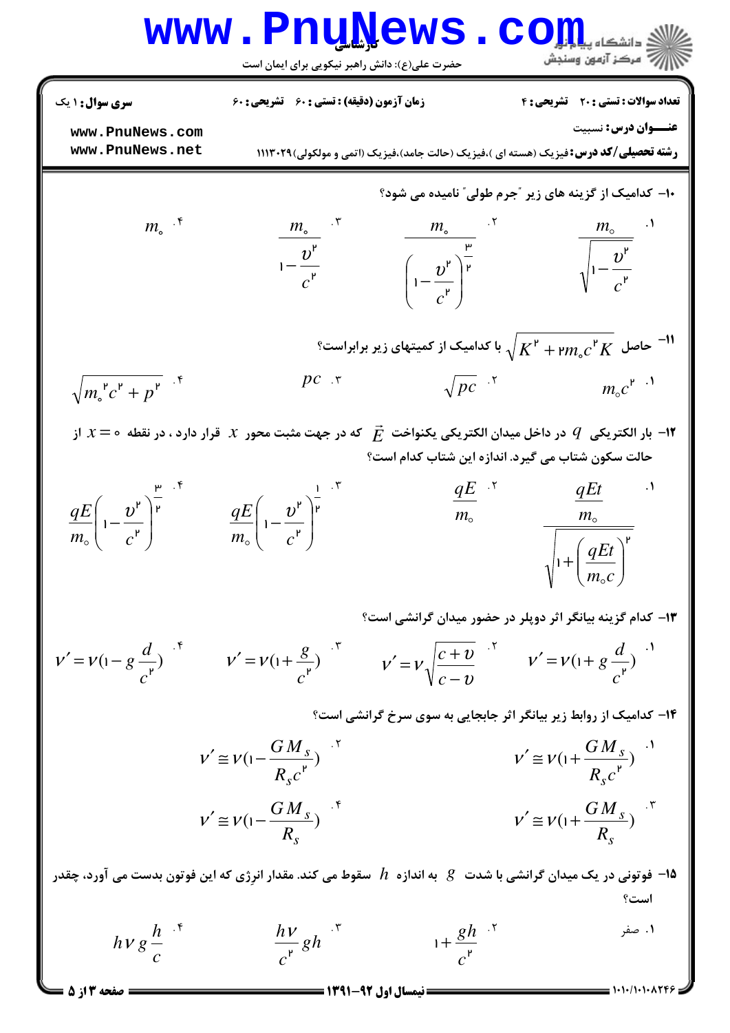۱۰- کدامیک از گزینه های زیر "جرم طولی" نامیده می شود؟

۱. $\dfrac{m_0}{\sqrt{1-\dfrac{v^2}{c^2}}}$

۲. $\dfrac{m_0}{\left(1-\dfrac{v^2}{c^2}\right)^{\frac{3}{2}}}$

۳. $\dfrac{m_0}{1-\dfrac{v^2}{c^2}}$

۴. $m_0$

۱۱- حاصل $\sqrt{K^2 + 2m_0c^2K}$ با کدامیک از کمیتهای زیر برابراست؟

۱. $m_0c^2$

۲. $\sqrt{pc}$

۳. $pc$

۴. $\sqrt{m_0^2c^2 + p^2}$

۱۲- بار الکتریکی $q$ در داخل میدان الکتریکی یکنواخت $\vec{E}$ که در جهت مثبت محور $x$ قرار دارد ، در نقطه $x = 0$ از حالت سکون شتاب می گیرد. اندازه این شتاب کدام است؟

۱. $\dfrac{\dfrac{qEt}{m_0}}{\sqrt{1+\left(\dfrac{qEt}{m_0c}\right)^2}}$

۲. $\dfrac{qE}{m_0}$

۳. $\dfrac{qE}{m_0}\left(1-\dfrac{v^2}{c^2}\right)^{\frac{1}{2}}$

۴. $\dfrac{qE}{m_0}\left(1-\dfrac{v^2}{c^2}\right)^{\frac{3}{2}}$

۱۳- کدام گزینه بیانگر اثر دوپلر در حضور میدان گرانشی است؟

۱. $\nu' = \nu(1+g\dfrac{d}{c^2})$

۲. $\nu' = \nu\sqrt{\dfrac{c+v}{c-v}}$

۳. $\nu' = \nu(1+\dfrac{g}{c^2})$

۴. $\nu' = \nu(1-g\dfrac{d}{c^2})$

۱۴- کدامیک از روابط زیر بیانگر اثر جابجایی به سوی سرخ گرانشی است؟

۱. $\nu' \cong \nu(1+\dfrac{GM_s}{R_sc^2})$

۲. $\nu' \cong \nu(1-\dfrac{GM_s}{R_sc^2})$

۳. $\nu' \cong \nu(1+\dfrac{GM_s}{R_s})$

۴. $\nu' \cong \nu(1-\dfrac{GM_s}{R_s})$

۱۵- فوتونی در یک میدان گرانشی با شدت $g$ به اندازه $h$ سقوط می کند. مقدار انرژی که این فوتون بدست می آورد، چقدر است؟

۱. صفر

۲. $1+\dfrac{gh}{c^2}$

۳. $\dfrac{h\nu}{c^2}gh$

۴. $h\nu g\dfrac{h}{c}$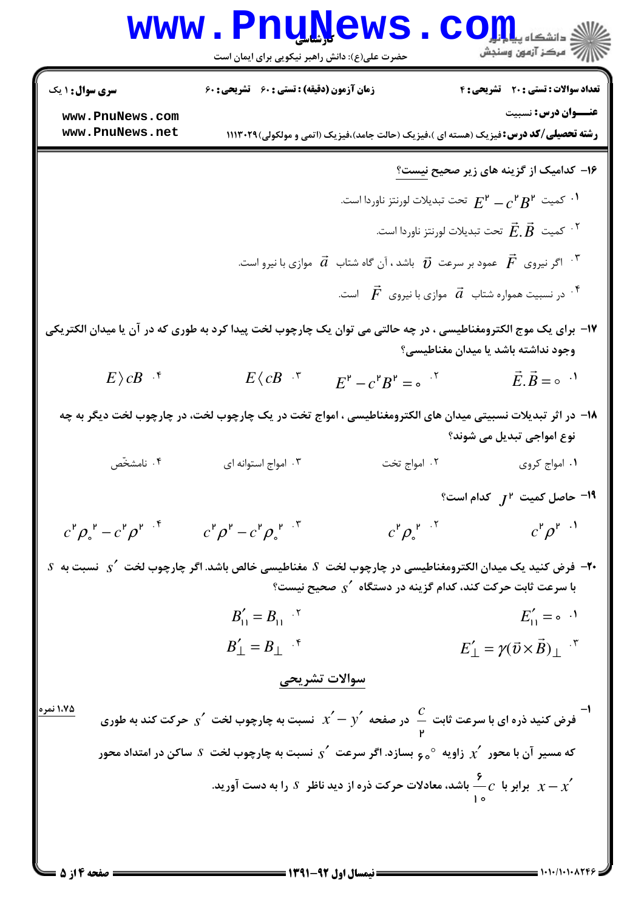سری سوال: ۱ یک

زمان آزمون (دقیقه) : تستی : ۶۰  تشریحی : ۶۰

تعداد سوالات : تستی : ۲۰  تشریحی : ۴

**عنـــوان درس:** نسبیت

**رشته تحصیلی/کد درس:** فیزیک (هسته ای )،فیزیک (حالت جامد)،فیزیک (اتمی و مولکولی)۱۱۱۳۰۲۹

۱۶- کدامیک از گزینه های زیر صحیح **نیست**؟

۱. کمیت $E^2 - c^2B^2$ تحت تبدیلات لورنتز ناوردا است.

۲. کمیت $\vec{E}.\vec{B}$ تحت تبدیلات لورنتز ناوردا است.

۳. اگر نیروی $\vec{F}$ عمود بر سرعت $\vec{v}$ باشد ، آن گاه شتاب $\vec{a}$ موازی با نیرو است.

۴. در نسبیت همواره شتاب $\vec{a}$ موازی با نیروی $\vec{F}$ است.

۱۷- برای یک موج الکترومغناطیسی ، در چه حالتی می توان یک چارچوب لخت پیدا کرد به طوری که در آن یا میدان الکتریکی وجود نداشته باشد یا میدان مغناطیسی؟

۱. $\vec{E}.\vec{B} = 0$   ۲. $E^2 - c^2B^2 = 0$   ۳. $E \langle cB$   ۴. $E \rangle cB$

۱۸- در اثر تبدیلات نسبیتی میدان های الکترومغناطیسی ، امواج تخت در یک چارچوب لخت، در چارچوب لخت دیگر به چه نوع امواجی تبدیل می شوند؟

۱. امواج کروی   ۲. امواج تخت   ۳. امواج استوانه ای   ۴. نامشخّص

۱۹- حاصل کمیت $J^2$ کدام است؟

۱. $c^2\rho^2$   ۲. $c^2\rho_0^2$   ۳. $c^2\rho^2 - c^2\rho_0^2$   ۴. $c^2\rho_0^2 - c^2\rho^2$

۲۰- فرض کنید یک میدان الکترومغناطیسی در چارچوب لخت $S$ مغناطیسی خالص باشد. اگر چارچوب لخت $S'$ نسبت به $S$ با سرعت ثابت حرکت کند، کدام گزینه در دستگاه $S'$ صحیح نیست؟

۱. $E'_{\parallel} = 0$   ۲. $B'_{\parallel} = B_{\parallel}$   ۳. $E'_{\perp} = \gamma(\vec{v}\times\vec{B})_{\perp}$   ۴. $B'_{\perp} = B_{\perp}$

## سوالات تشریحی

۱- فرض کنید ذره ای با سرعت ثابت $\frac{c}{2}$ در صفحه $x' - y'$ نسبت به چارچوب لخت $S'$ حرکت کند به طوری که مسیر آن با محور $x'$ زاویه $60°$ بسازد. اگر سرعت $S'$ نسبت به چارچوب لخت $S$ ساکن در امتداد محور $x - x'$ برابر با $\frac{6}{10}c$ باشد، معادلات حرکت ذره از دید ناظر $S$ را به دست آورید.   ۱،۷۵ نمره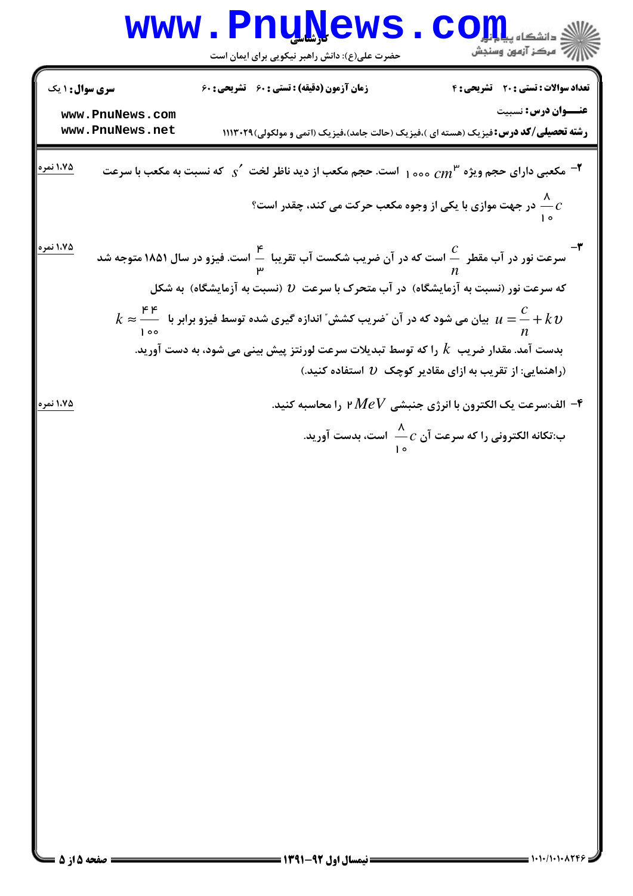۲- مکعبی دارای حجم ویژه $1000\ cm^3$ است. حجم مکعب از دید ناظر لخت $s'$ که نسبت به مکعب با سرعت $\frac{8}{10}c$ در جهت موازی با یکی از وجوه مکعب حرکت می کند، چقدر است؟ 

۱.۷۵ نمره

۳- سرعت نور در آب مقطر $\frac{c}{n}$ است که در آن ضریب شکست آب تقریبا $\frac{4}{3}$ است. فیزو در سال ۱۸۵۱ متوجه شد که سرعت نور (نسبت به آزمایشگاه) در آب متحرک با سرعت $v$ (نسبت به آزمایشگاه) به شکل $u = \frac{c}{n} + kv$ بیان می شود که در آن "ضریب کشش" اندازه گیری شده توسط فیزو برابر با $k \approx \frac{44}{100}$ بدست آمد. مقدار ضریب $k$ را که توسط تبدیلات سرعت لورنتز پیش بینی می شود، به دست آورید.

(راهنمایی: از تقریب به ازای مقادیر کوچک $v$ استفاده کنید.)

۱.۷۵ نمره

۴- الف:سرعت یک الکترون با انرژی جنبشی $2\ MeV$ را محاسبه کنید.

ب:تکانه الکترونی را که سرعت آن $\frac{8}{10}c$ است، بدست آورید.

۱.۷۵ نمره